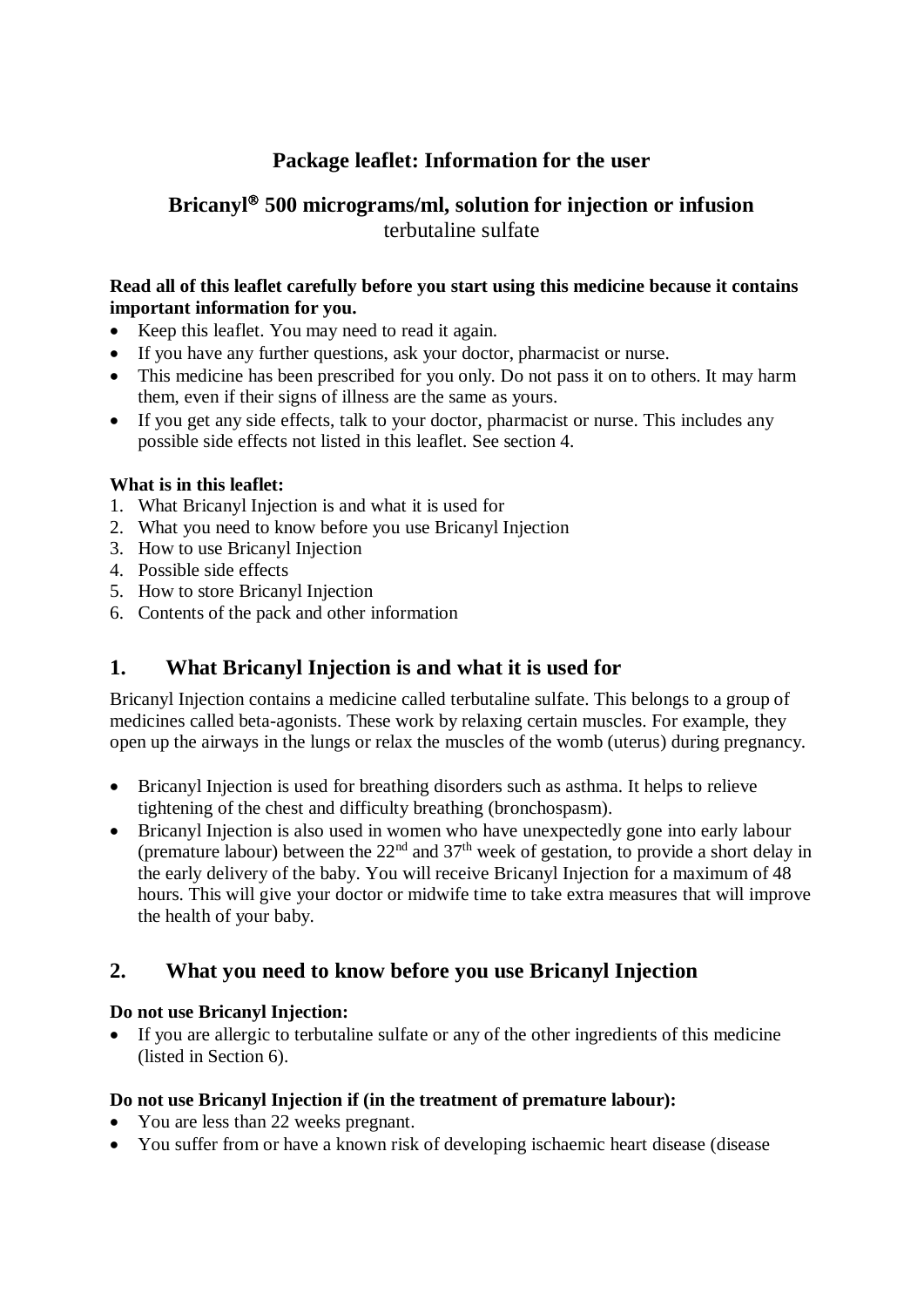# Package leaflet: Information for the user

## Bricanyl® 500 micrograms/ml, solution for injection or infusion

terbutaline sulfate

**Read all of this leaflet carefully before you start using this medicine because it contains important information for you.**

- Keep this leaflet. You may need to read it again.
- If you have any further questions, ask your doctor, pharmacist or nurse.
- This medicine has been prescribed for you only. Do not pass it on to others. It may harm them, even if their signs of illness are the same as yours.
- If you get any side effects, talk to your doctor, pharmacist or nurse. This includes any possible side effects not listed in this leaflet. See section 4.

**What is in this leaflet:**

1. What Bricanyl Injection is and what it is used for
2. What you need to know before you use Bricanyl Injection
3. How to use Bricanyl Injection
4. Possible side effects
5. How to store Bricanyl Injection
6. Contents of the pack and other information

## 1. What Bricanyl Injection is and what it is used for

Bricanyl Injection contains a medicine called terbutaline sulfate. This belongs to a group of medicines called beta-agonists. These work by relaxing certain muscles. For example, they open up the airways in the lungs or relax the muscles of the womb (uterus) during pregnancy.

- Bricanyl Injection is used for breathing disorders such as asthma. It helps to relieve tightening of the chest and difficulty breathing (bronchospasm).
- Bricanyl Injection is also used in women who have unexpectedly gone into early labour (premature labour) between the 22nd and 37th week of gestation, to provide a short delay in the early delivery of the baby. You will receive Bricanyl Injection for a maximum of 48 hours. This will give your doctor or midwife time to take extra measures that will improve the health of your baby.

## 2. What you need to know before you use Bricanyl Injection

**Do not use Bricanyl Injection:**

- If you are allergic to terbutaline sulfate or any of the other ingredients of this medicine (listed in Section 6).

**Do not use Bricanyl Injection if (in the treatment of premature labour):**

- You are less than 22 weeks pregnant.
- You suffer from or have a known risk of developing ischaemic heart disease (disease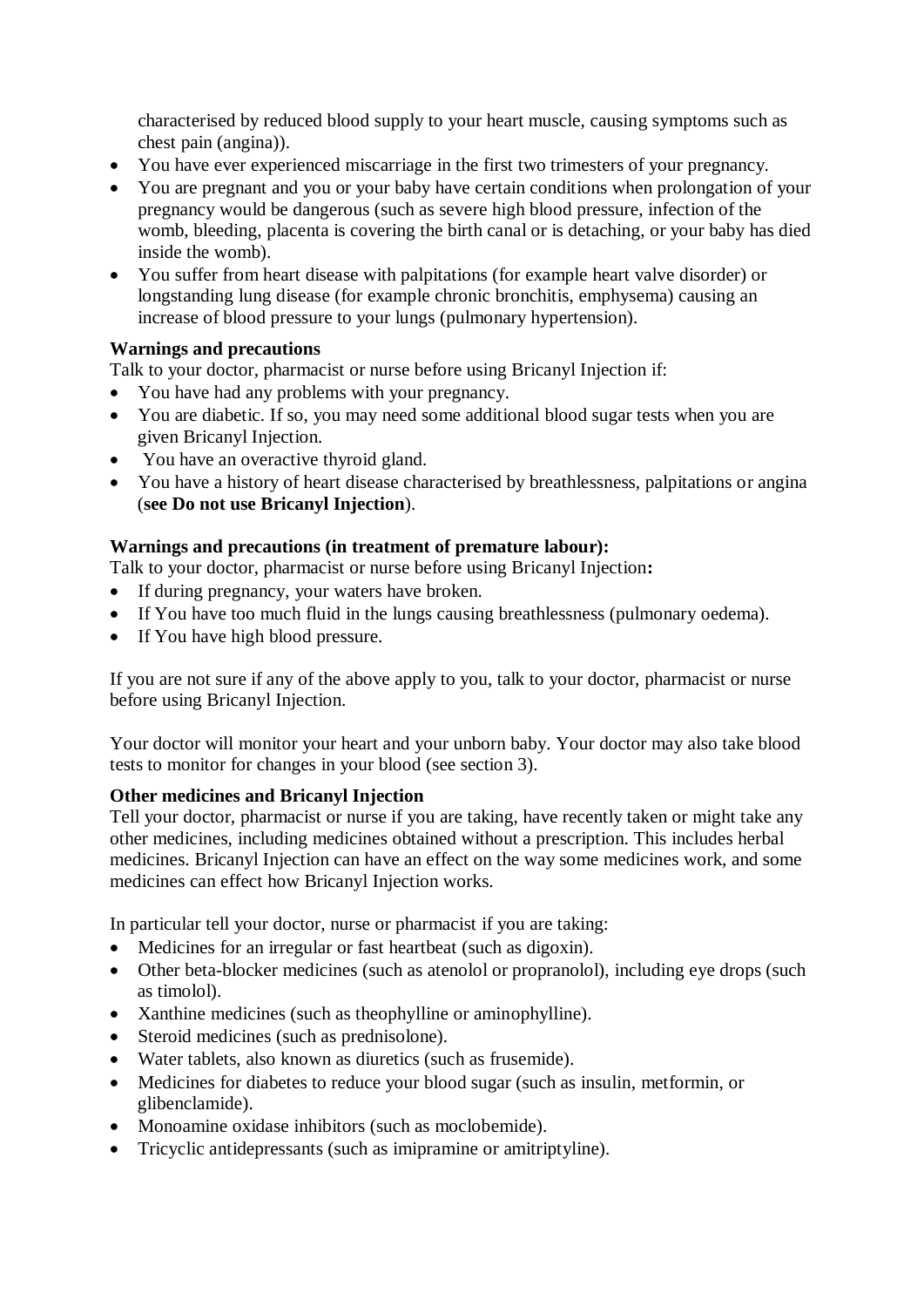characterised by reduced blood supply to your heart muscle, causing symptoms such as chest pain (angina)).
- You have ever experienced miscarriage in the first two trimesters of your pregnancy.
- You are pregnant and you or your baby have certain conditions when prolongation of your pregnancy would be dangerous (such as severe high blood pressure, infection of the womb, bleeding, placenta is covering the birth canal or is detaching, or your baby has died inside the womb).
- You suffer from heart disease with palpitations (for example heart valve disorder) or longstanding lung disease (for example chronic bronchitis, emphysema) causing an increase of blood pressure to your lungs (pulmonary hypertension).

**Warnings and precautions**

Talk to your doctor, pharmacist or nurse before using Bricanyl Injection if:

- You have had any problems with your pregnancy.
- You are diabetic. If so, you may need some additional blood sugar tests when you are given Bricanyl Injection.
- You have an overactive thyroid gland.
- You have a history of heart disease characterised by breathlessness, palpitations or angina (**see Do not use Bricanyl Injection**).

**Warnings and precautions (in treatment of premature labour):**

Talk to your doctor, pharmacist or nurse before using Bricanyl Injection**:**

- If during pregnancy, your waters have broken.
- If You have too much fluid in the lungs causing breathlessness (pulmonary oedema).
- If You have high blood pressure.

If you are not sure if any of the above apply to you, talk to your doctor, pharmacist or nurse before using Bricanyl Injection.

Your doctor will monitor your heart and your unborn baby. Your doctor may also take blood tests to monitor for changes in your blood (see section 3).

**Other medicines and Bricanyl Injection**

Tell your doctor, pharmacist or nurse if you are taking, have recently taken or might take any other medicines, including medicines obtained without a prescription. This includes herbal medicines. Bricanyl Injection can have an effect on the way some medicines work, and some medicines can effect how Bricanyl Injection works.

In particular tell your doctor, nurse or pharmacist if you are taking:

- Medicines for an irregular or fast heartbeat (such as digoxin).
- Other beta-blocker medicines (such as atenolol or propranolol), including eye drops (such as timolol).
- Xanthine medicines (such as theophylline or aminophylline).
- Steroid medicines (such as prednisolone).
- Water tablets, also known as diuretics (such as frusemide).
- Medicines for diabetes to reduce your blood sugar (such as insulin, metformin, or glibenclamide).
- Monoamine oxidase inhibitors (such as moclobemide).
- Tricyclic antidepressants (such as imipramine or amitriptyline).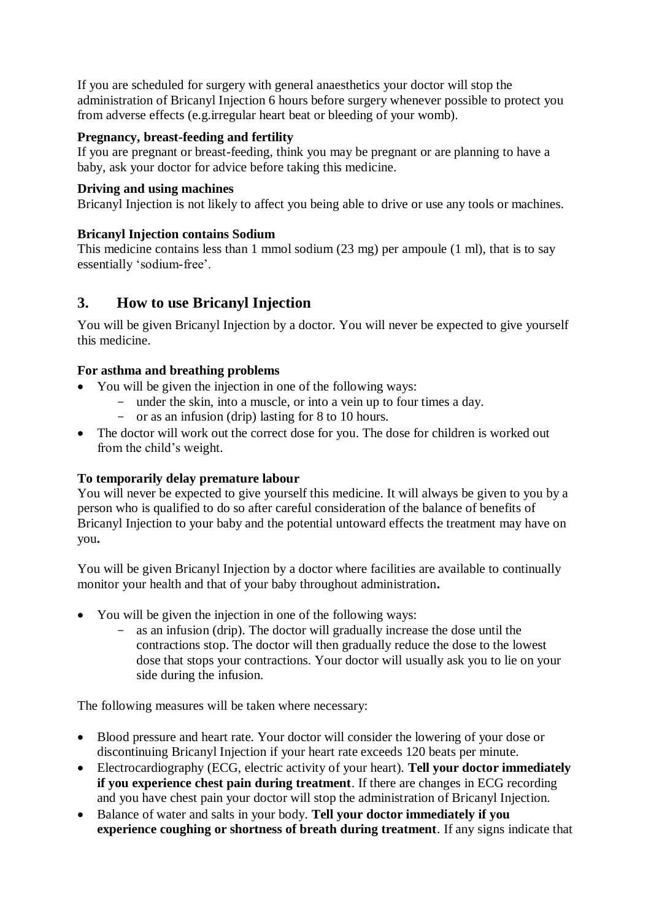If you are scheduled for surgery with general anaesthetics your doctor will stop the administration of Bricanyl Injection 6 hours before surgery whenever possible to protect you from adverse effects (e.g.irregular heart beat or bleeding of your womb).

**Pregnancy, breast-feeding and fertility**
If you are pregnant or breast-feeding, think you may be pregnant or are planning to have a baby, ask your doctor for advice before taking this medicine.

**Driving and using machines**
Bricanyl Injection is not likely to affect you being able to drive or use any tools or machines.

**Bricanyl Injection contains Sodium**
This medicine contains less than 1 mmol sodium (23 mg) per ampoule (1 ml), that is to say essentially 'sodium-free'.

## 3. How to use Bricanyl Injection

You will be given Bricanyl Injection by a doctor. You will never be expected to give yourself this medicine.

**For asthma and breathing problems**

- You will be given the injection in one of the following ways:
  - under the skin, into a muscle, or into a vein up to four times a day.
  - or as an infusion (drip) lasting for 8 to 10 hours.
- The doctor will work out the correct dose for you. The dose for children is worked out from the child's weight.

**To temporarily delay premature labour**
You will never be expected to give yourself this medicine. It will always be given to you by a person who is qualified to do so after careful consideration of the balance of benefits of Bricanyl Injection to your baby and the potential untoward effects the treatment may have on you**.**

You will be given Bricanyl Injection by a doctor where facilities are available to continually monitor your health and that of your baby throughout administration**.**

- You will be given the injection in one of the following ways:
  - as an infusion (drip). The doctor will gradually increase the dose until the contractions stop. The doctor will then gradually reduce the dose to the lowest dose that stops your contractions. Your doctor will usually ask you to lie on your side during the infusion.

The following measures will be taken where necessary:

- Blood pressure and heart rate. Your doctor will consider the lowering of your dose or discontinuing Bricanyl Injection if your heart rate exceeds 120 beats per minute.
- Electrocardiography (ECG, electric activity of your heart). **Tell your doctor immediately if you experience chest pain during treatment**. If there are changes in ECG recording and you have chest pain your doctor will stop the administration of Bricanyl Injection.
- Balance of water and salts in your body. **Tell your doctor immediately if you experience coughing or shortness of breath during treatment**. If any signs indicate that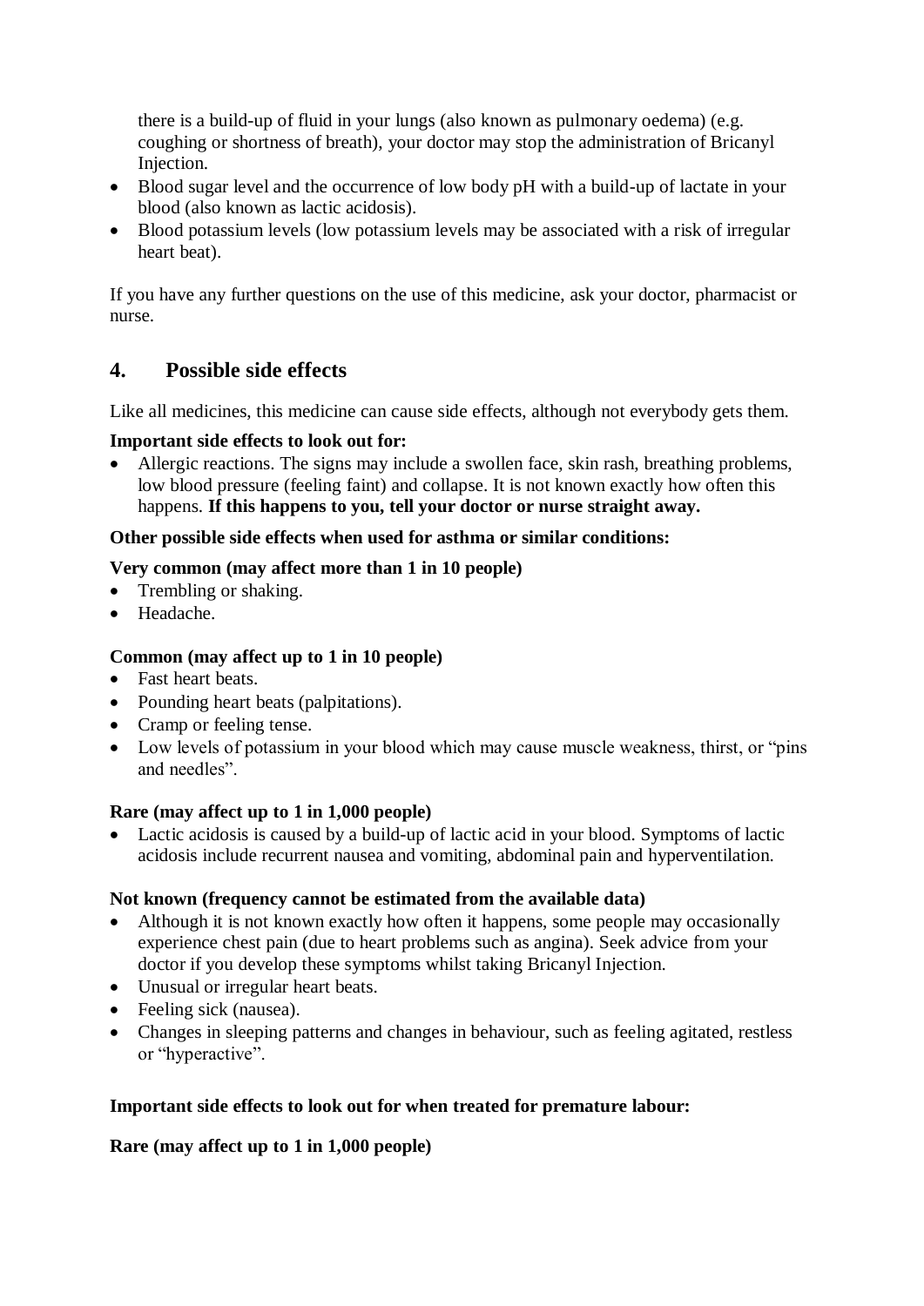there is a build-up of fluid in your lungs (also known as pulmonary oedema) (e.g. coughing or shortness of breath), your doctor may stop the administration of Bricanyl Injection.

- Blood sugar level and the occurrence of low body pH with a build-up of lactate in your blood (also known as lactic acidosis).
- Blood potassium levels (low potassium levels may be associated with a risk of irregular heart beat).

If you have any further questions on the use of this medicine, ask your doctor, pharmacist or nurse.

## 4. Possible side effects

Like all medicines, this medicine can cause side effects, although not everybody gets them.

**Important side effects to look out for:**

- Allergic reactions. The signs may include a swollen face, skin rash, breathing problems, low blood pressure (feeling faint) and collapse. It is not known exactly how often this happens. **If this happens to you, tell your doctor or nurse straight away.**

**Other possible side effects when used for asthma or similar conditions:**

**Very common (may affect more than 1 in 10 people)**

- Trembling or shaking.
- Headache.

**Common (may affect up to 1 in 10 people)**

- Fast heart beats.
- Pounding heart beats (palpitations).
- Cramp or feeling tense.
- Low levels of potassium in your blood which may cause muscle weakness, thirst, or "pins and needles".

**Rare (may affect up to 1 in 1,000 people)**

- Lactic acidosis is caused by a build-up of lactic acid in your blood. Symptoms of lactic acidosis include recurrent nausea and vomiting, abdominal pain and hyperventilation.

**Not known (frequency cannot be estimated from the available data)**

- Although it is not known exactly how often it happens, some people may occasionally experience chest pain (due to heart problems such as angina). Seek advice from your doctor if you develop these symptoms whilst taking Bricanyl Injection.
- Unusual or irregular heart beats.
- Feeling sick (nausea).
- Changes in sleeping patterns and changes in behaviour, such as feeling agitated, restless or "hyperactive".

**Important side effects to look out for when treated for premature labour:**

**Rare (may affect up to 1 in 1,000 people)**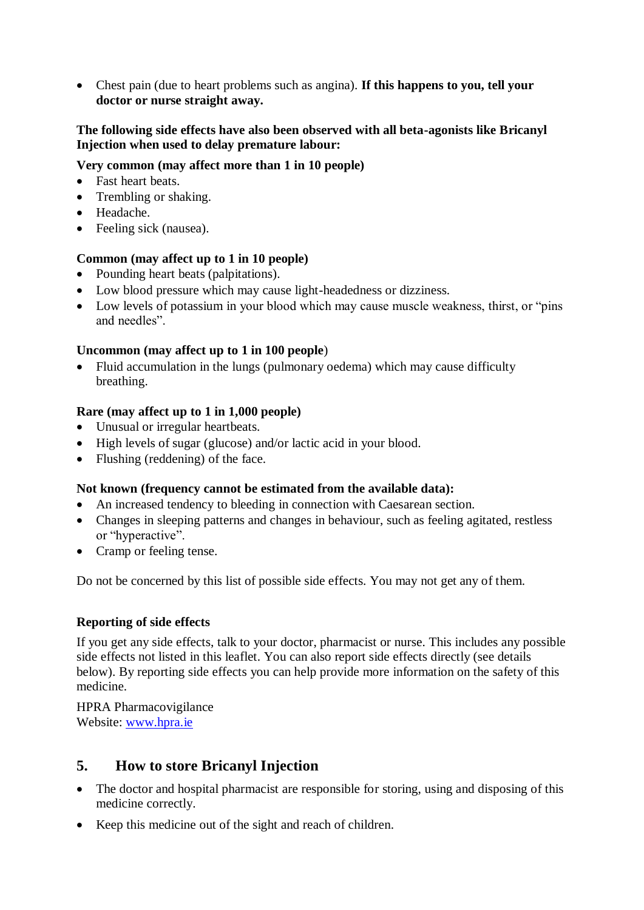- Chest pain (due to heart problems such as angina). **If this happens to you, tell your doctor or nurse straight away.**

**The following side effects have also been observed with all beta-agonists like Bricanyl Injection when used to delay premature labour:**

**Very common (may affect more than 1 in 10 people)**

- Fast heart beats.
- Trembling or shaking.
- Headache.
- Feeling sick (nausea).

**Common (may affect up to 1 in 10 people)**

- Pounding heart beats (palpitations).
- Low blood pressure which may cause light-headedness or dizziness.
- Low levels of potassium in your blood which may cause muscle weakness, thirst, or "pins and needles".

**Uncommon (may affect up to 1 in 100 people**)

- Fluid accumulation in the lungs (pulmonary oedema) which may cause difficulty breathing.

**Rare (may affect up to 1 in 1,000 people)**

- Unusual or irregular heartbeats.
- High levels of sugar (glucose) and/or lactic acid in your blood.
- Flushing (reddening) of the face.

**Not known (frequency cannot be estimated from the available data):**

- An increased tendency to bleeding in connection with Caesarean section.
- Changes in sleeping patterns and changes in behaviour, such as feeling agitated, restless or "hyperactive".
- Cramp or feeling tense.

Do not be concerned by this list of possible side effects. You may not get any of them.

**Reporting of side effects**

If you get any side effects, talk to your doctor, pharmacist or nurse. This includes any possible side effects not listed in this leaflet. You can also report side effects directly (see details below). By reporting side effects you can help provide more information on the safety of this medicine.

HPRA Pharmacovigilance
Website: www.hpra.ie

## 5. How to store Bricanyl Injection

- The doctor and hospital pharmacist are responsible for storing, using and disposing of this medicine correctly.
- Keep this medicine out of the sight and reach of children.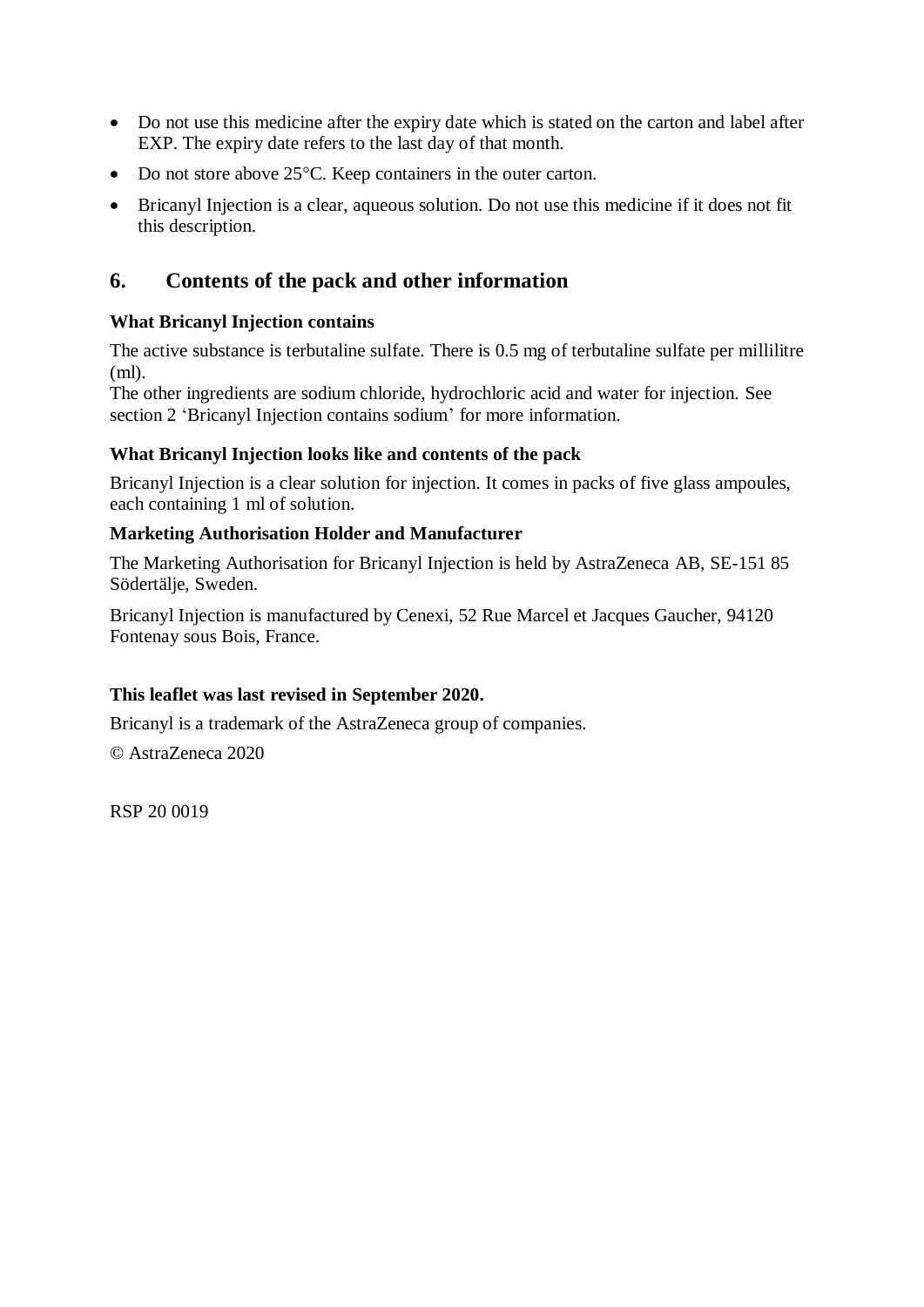- Do not use this medicine after the expiry date which is stated on the carton and label after EXP. The expiry date refers to the last day of that month.
- Do not store above 25°C. Keep containers in the outer carton.
- Bricanyl Injection is a clear, aqueous solution. Do not use this medicine if it does not fit this description.

## 6. Contents of the pack and other information

**What Bricanyl Injection contains**

The active substance is terbutaline sulfate. There is 0.5 mg of terbutaline sulfate per millilitre (ml).
The other ingredients are sodium chloride, hydrochloric acid and water for injection. See section 2 'Bricanyl Injection contains sodium' for more information.

**What Bricanyl Injection looks like and contents of the pack**

Bricanyl Injection is a clear solution for injection. It comes in packs of five glass ampoules, each containing 1 ml of solution.

**Marketing Authorisation Holder and Manufacturer**

The Marketing Authorisation for Bricanyl Injection is held by AstraZeneca AB, SE-151 85 Södertälje, Sweden.

Bricanyl Injection is manufactured by Cenexi, 52 Rue Marcel et Jacques Gaucher, 94120 Fontenay sous Bois, France.

**This leaflet was last revised in September 2020.**

Bricanyl is a trademark of the AstraZeneca group of companies.

© AstraZeneca 2020

RSP 20 0019